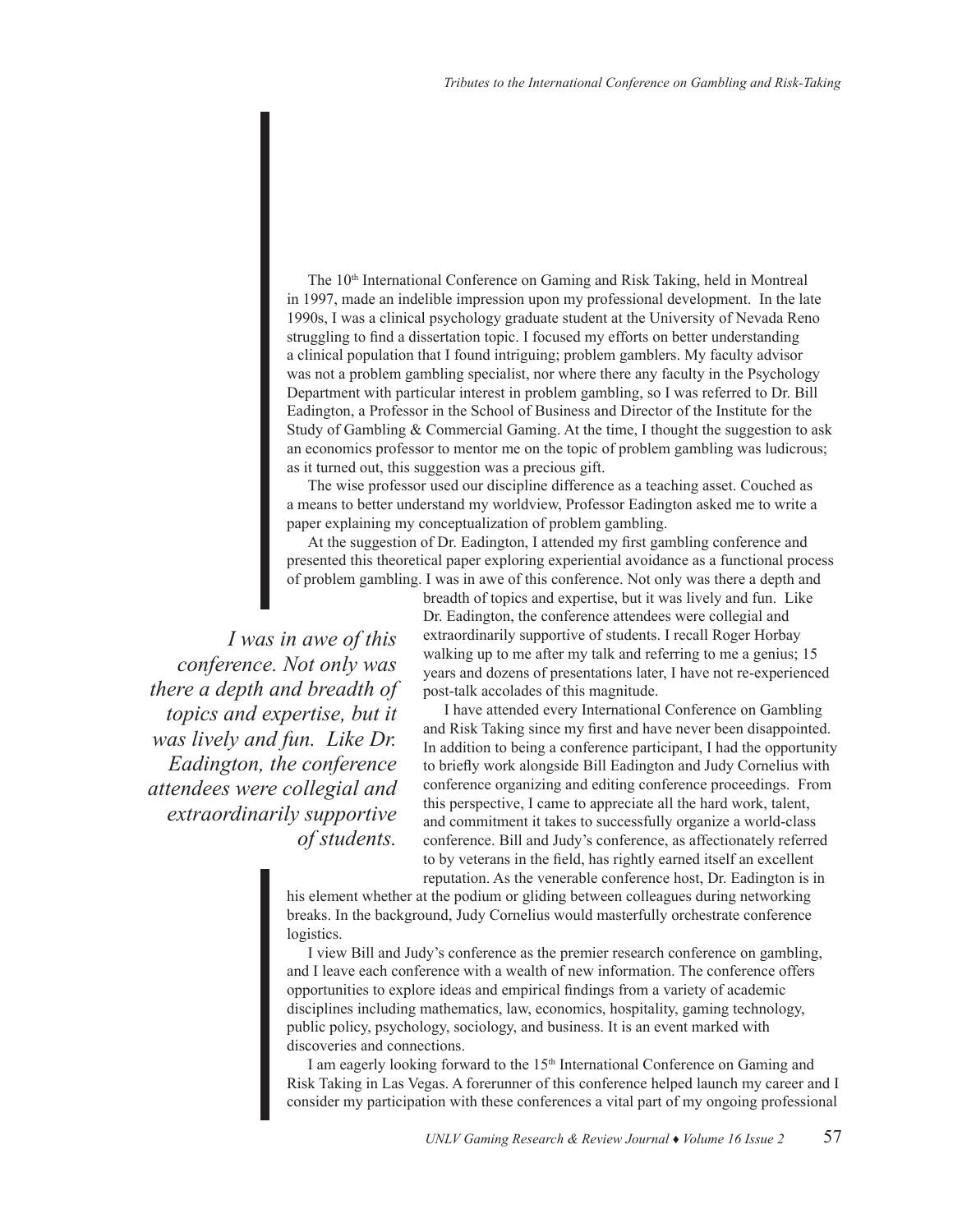The 10th International Conference on Gaming and Risk Taking, held in Montreal in 1997, made an indelible impression upon my professional development. In the late 1990s, I was a clinical psychology graduate student at the University of Nevada Reno struggling to find a dissertation topic. I focused my efforts on better understanding a clinical population that I found intriguing; problem gamblers. My faculty advisor was not a problem gambling specialist, nor where there any faculty in the Psychology Department with particular interest in problem gambling, so I was referred to Dr. Bill Eadington, a Professor in the School of Business and Director of the Institute for the Study of Gambling & Commercial Gaming. At the time, I thought the suggestion to ask an economics professor to mentor me on the topic of problem gambling was ludicrous; as it turned out, this suggestion was a precious gift.

The wise professor used our discipline difference as a teaching asset. Couched as a means to better understand my worldview, Professor Eadington asked me to write a paper explaining my conceptualization of problem gambling.

At the suggestion of Dr. Eadington, I attended my first gambling conference and presented this theoretical paper exploring experiential avoidance as a functional process of problem gambling. I was in awe of this conference. Not only was there a depth and breadth of topics and expertise, but it was lively and fun. Like Dr. Eadington, the conference attendees were collegial and extraordinarily supportive of students. I recall Roger Horbay walking up to me after my talk and referring to me a genius; 15 years and dozens of presentations later, I have not re-experienced post-talk accolades of this magnitude.

> *I was in awe of this conference. Not only was there a depth and breadth of topics and expertise, but it was lively and fun. Like Dr. Eadington, the conference attendees were collegial and extraordinarily supportive of students.*

I have attended every International Conference on Gambling and Risk Taking since my first and have never been disappointed. In addition to being a conference participant, I had the opportunity to briefly work alongside Bill Eadington and Judy Cornelius with conference organizing and editing conference proceedings. From this perspective, I came to appreciate all the hard work, talent, and commitment it takes to successfully organize a world-class conference. Bill and Judy's conference, as affectionately referred to by veterans in the field, has rightly earned itself an excellent reputation. As the venerable conference host, Dr. Eadington is in his element whether at the podium or gliding between colleagues during networking breaks. In the background, Judy Cornelius would masterfully orchestrate conference logistics.

I view Bill and Judy's conference as the premier research conference on gambling, and I leave each conference with a wealth of new information. The conference offers opportunities to explore ideas and empirical findings from a variety of academic disciplines including mathematics, law, economics, hospitality, gaming technology, public policy, psychology, sociology, and business. It is an event marked with discoveries and connections.

I am eagerly looking forward to the 15th International Conference on Gaming and Risk Taking in Las Vegas. A forerunner of this conference helped launch my career and I consider my participation with these conferences a vital part of my ongoing professional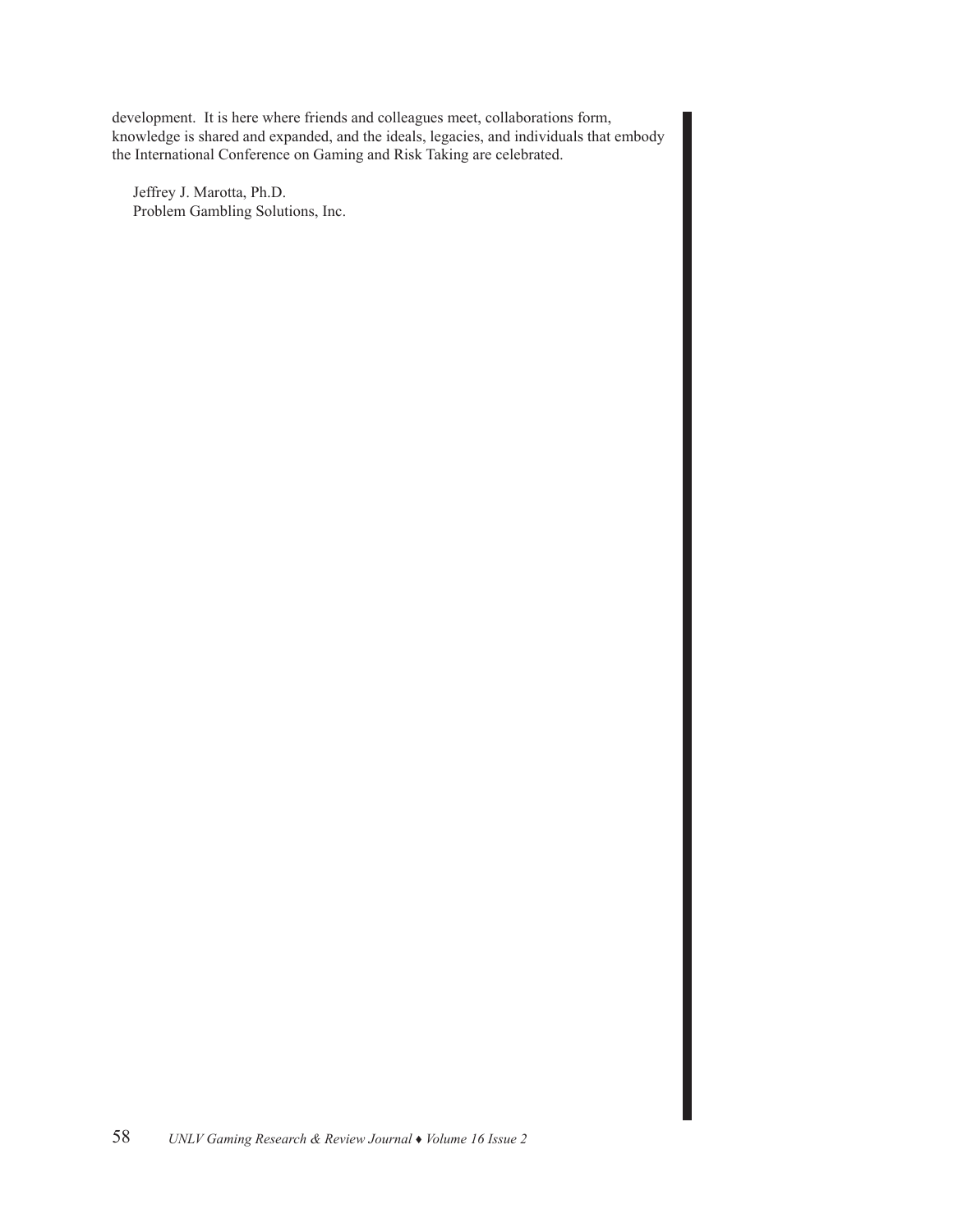development. It is here where friends and colleagues meet, collaborations form, knowledge is shared and expanded, and the ideals, legacies, and individuals that embody the International Conference on Gaming and Risk Taking are celebrated.

Jeffrey J. Marotta, Ph.D.
Problem Gambling Solutions, Inc.